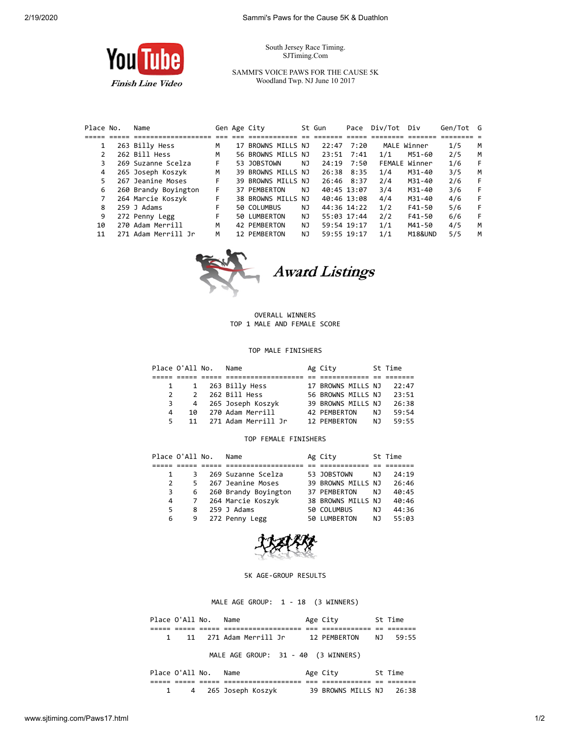YouTube
*Finish Line Video*

South Jersey Race Timing.
SJTiming.Com

SAMMI'S VOICE PAWS FOR THE CAUSE 5K
Woodland Twp. NJ June 10 2017

| Place | No. | Name | Gen | Age | City | St | Gun | Pace | Div/Tot | Div | Gen/Tot | G |
|---|---|---|---|---|---|---|---|---|---|---|---|---|
| 1 | 263 | Billy Hess | M | 17 | BROWNS MILLS | NJ | 22:47 | 7:20 | MALE | Winner | 1/5 | M |
| 2 | 262 | Bill Hess | M | 56 | BROWNS MILLS | NJ | 23:51 | 7:41 | 1/1 | M51-60 | 2/5 | M |
| 3 | 269 | Suzanne Scelza | F | 53 | JOBSTOWN | NJ | 24:19 | 7:50 | FEMALE | Winner | 1/6 | F |
| 4 | 265 | Joseph Koszyk | M | 39 | BROWNS MILLS | NJ | 26:38 | 8:35 | 1/4 | M31-40 | 3/5 | M |
| 5 | 267 | Jeanine Moses | F | 39 | BROWNS MILLS | NJ | 26:46 | 8:37 | 2/4 | M31-40 | 2/6 | F |
| 6 | 260 | Brandy Boyington | F | 37 | PEMBERTON | NJ | 40:45 | 13:07 | 3/4 | M31-40 | 3/6 | F |
| 7 | 264 | Marcie Koszyk | F | 38 | BROWNS MILLS | NJ | 40:46 | 13:08 | 4/4 | M31-40 | 4/6 | F |
| 8 | 259 | J Adams | F | 50 | COLUMBUS | NJ | 44:36 | 14:22 | 1/2 | F41-50 | 5/6 | F |
| 9 | 272 | Penny Legg | F | 50 | LUMBERTON | NJ | 55:03 | 17:44 | 2/2 | F41-50 | 6/6 | F |
| 10 | 270 | Adam Merrill | M | 42 | PEMBERTON | NJ | 59:54 | 19:17 | 1/1 | M41-50 | 4/5 | M |
| 11 | 271 | Adam Merrill Jr | M | 12 | PEMBERTON | NJ | 59:55 | 19:17 | 1/1 | M18&UND | 5/5 | M |

## *Award Listings*

OVERALL WINNERS
TOP 1 MALE AND FEMALE SCORE

### TOP MALE FINISHERS

| Place | O'All | No. | Name | Ag | City | St | Time |
|---|---|---|---|---|---|---|---|
| 1 | 1 | 263 | Billy Hess | 17 | BROWNS MILLS | NJ | 22:47 |
| 2 | 2 | 262 | Bill Hess | 56 | BROWNS MILLS | NJ | 23:51 |
| 3 | 4 | 265 | Joseph Koszyk | 39 | BROWNS MILLS | NJ | 26:38 |
| 4 | 10 | 270 | Adam Merrill | 42 | PEMBERTON | NJ | 59:54 |
| 5 | 11 | 271 | Adam Merrill Jr | 12 | PEMBERTON | NJ | 59:55 |

### TOP FEMALE FINISHERS

| Place | O'All | No. | Name | Ag | City | St | Time |
|---|---|---|---|---|---|---|---|
| 1 | 3 | 269 | Suzanne Scelza | 53 | JOBSTOWN | NJ | 24:19 |
| 2 | 5 | 267 | Jeanine Moses | 39 | BROWNS MILLS | NJ | 26:46 |
| 3 | 6 | 260 | Brandy Boyington | 37 | PEMBERTON | NJ | 40:45 |
| 4 | 7 | 264 | Marcie Koszyk | 38 | BROWNS MILLS | NJ | 40:46 |
| 5 | 8 | 259 | J Adams | 50 | COLUMBUS | NJ | 44:36 |
| 6 | 9 | 272 | Penny Legg | 50 | LUMBERTON | NJ | 55:03 |

## 5K AGE-GROUP RESULTS

### MALE AGE GROUP: 1 - 18 (3 WINNERS)

| Place | O'All | No. | Name | Age | City | St | Time |
|---|---|---|---|---|---|---|---|
| 1 | 11 | 271 | Adam Merrill Jr | 12 | PEMBERTON | NJ | 59:55 |

### MALE AGE GROUP: 31 - 40 (3 WINNERS)

| Place | O'All | No. | Name | Age | City | St | Time |
|---|---|---|---|---|---|---|---|
| 1 | 4 | 265 | Joseph Koszyk | 39 | BROWNS MILLS | NJ | 26:38 |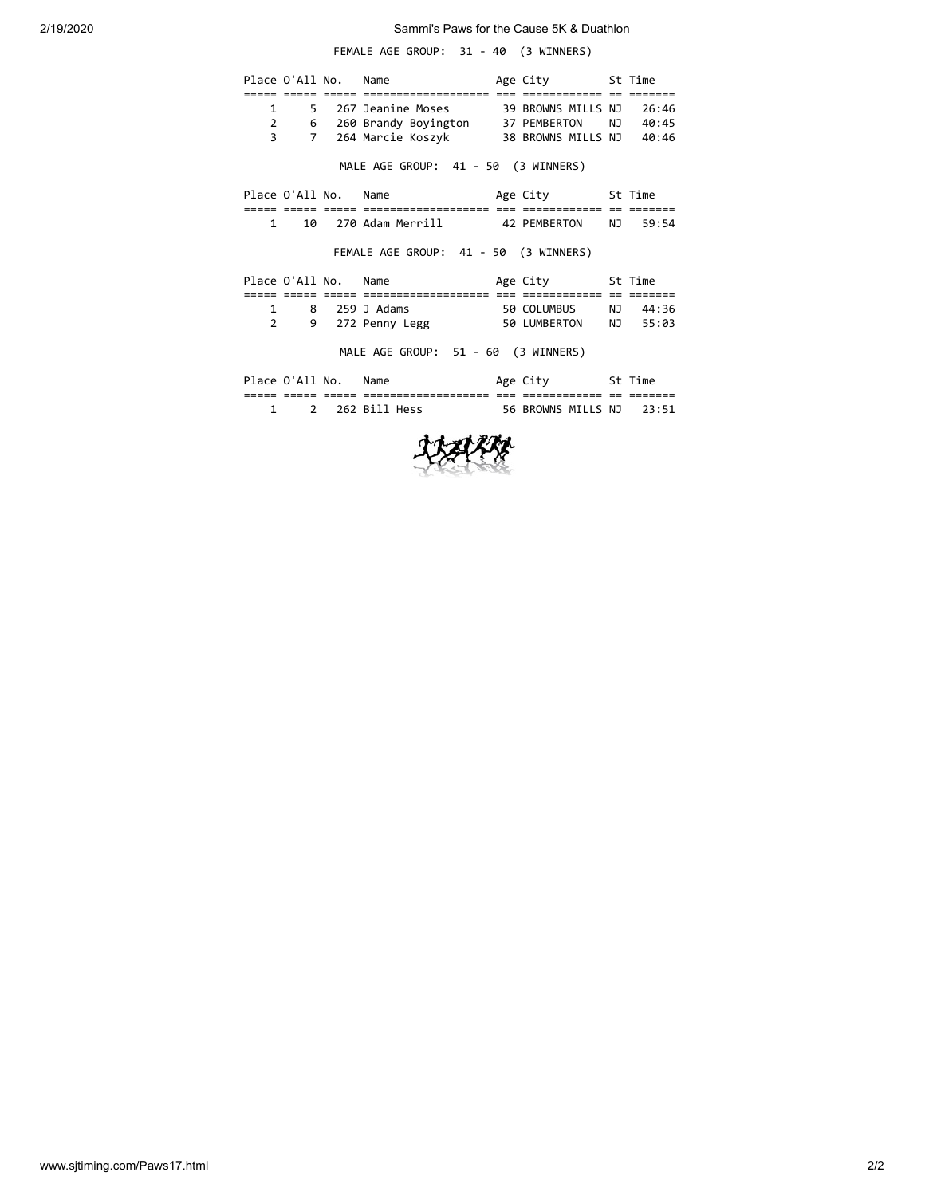FEMALE AGE GROUP: 31 - 40 (3 WINNERS)

| Place | O'All | No. | Name | Age | City | St | Time |
|---|---|---|---|---|---|---|---|
| 1 | 5 | 267 | Jeanine Moses | 39 | BROWNS MILLS | NJ | 26:46 |
| 2 | 6 | 260 | Brandy Boyington | 37 | PEMBERTON | NJ | 40:45 |
| 3 | 7 | 264 | Marcie Koszyk | 38 | BROWNS MILLS | NJ | 40:46 |

MALE AGE GROUP: 41 - 50 (3 WINNERS)

| Place | O'All | No. | Name | Age | City | St | Time |
|---|---|---|---|---|---|---|---|
| 1 | 10 | 270 | Adam Merrill | 42 | PEMBERTON | NJ | 59:54 |

FEMALE AGE GROUP: 41 - 50 (3 WINNERS)

| Place | O'All | No. | Name | Age | City | St | Time |
|---|---|---|---|---|---|---|---|
| 1 | 8 | 259 | J Adams | 50 | COLUMBUS | NJ | 44:36 |
| 2 | 9 | 272 | Penny Legg | 50 | LUMBERTON | NJ | 55:03 |

MALE AGE GROUP: 51 - 60 (3 WINNERS)

| Place | O'All | No. | Name | Age | City | St | Time |
|---|---|---|---|---|---|---|---|
| 1 | 2 | 262 | Bill Hess | 56 | BROWNS MILLS | NJ | 23:51 |